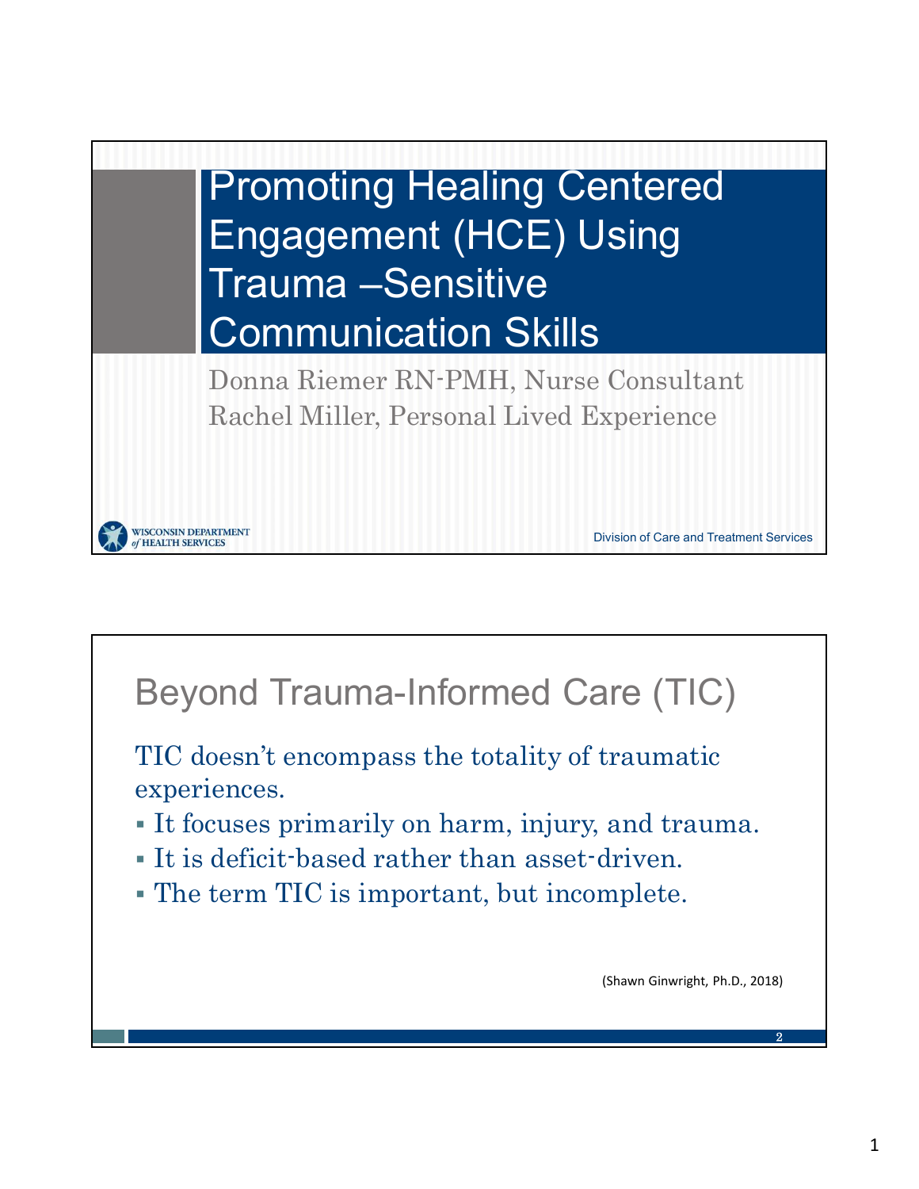# Promoting Healing Centered Engagement (HCE) Using Trauma –Sensitive Communication Skills

Donna Riemer RN-PMH, Nurse Consultant
Rachel Miller, Personal Lived Experience

WISCONSIN DEPARTMENT of HEALTH SERVICES

Division of Care and Treatment Services

## Beyond Trauma-Informed Care (TIC)

TIC doesn't encompass the totality of traumatic experiences.

- It focuses primarily on harm, injury, and trauma.
- It is deficit-based rather than asset-driven.
- The term TIC is important, but incomplete.

(Shawn Ginwright, Ph.D., 2018)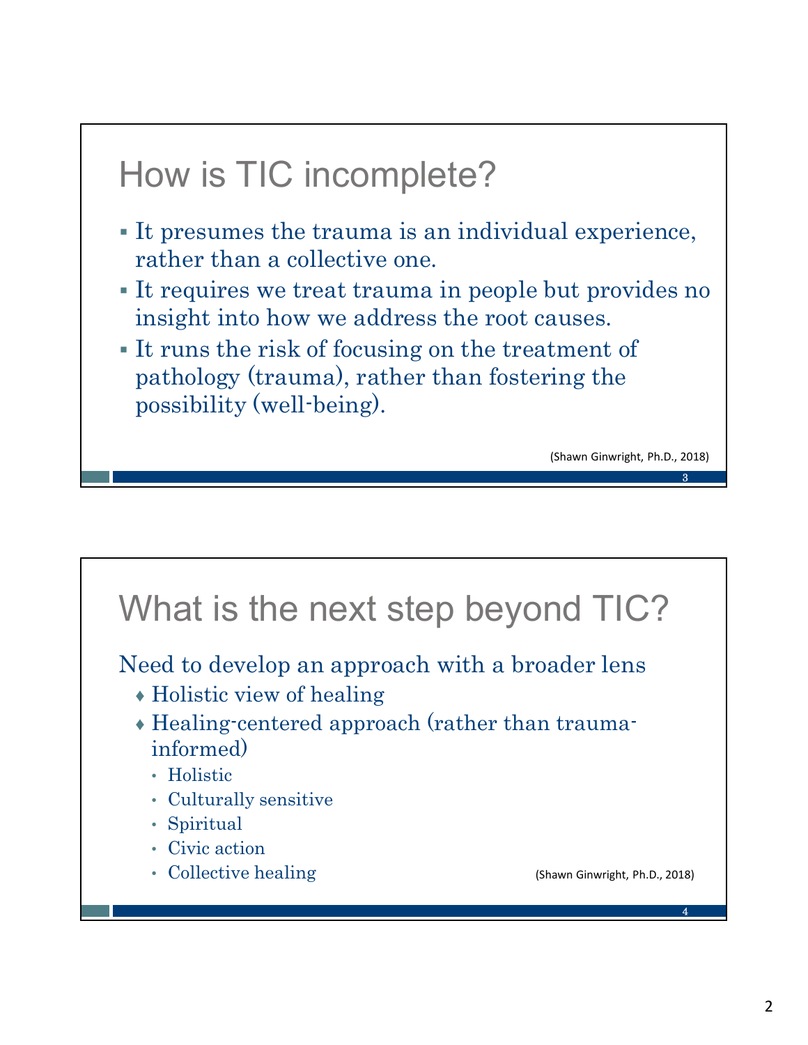## How is TIC incomplete?

- It presumes the trauma is an individual experience, rather than a collective one.
- It requires we treat trauma in people but provides no insight into how we address the root causes.
- It runs the risk of focusing on the treatment of pathology (trauma), rather than fostering the possibility (well-being).

(Shawn Ginwright, Ph.D., 2018)

## What is the next step beyond TIC?

Need to develop an approach with a broader lens

- Holistic view of healing
- Healing-centered approach (rather than trauma-informed)
  - Holistic
  - Culturally sensitive
  - Spiritual
  - Civic action
  - Collective healing

(Shawn Ginwright, Ph.D., 2018)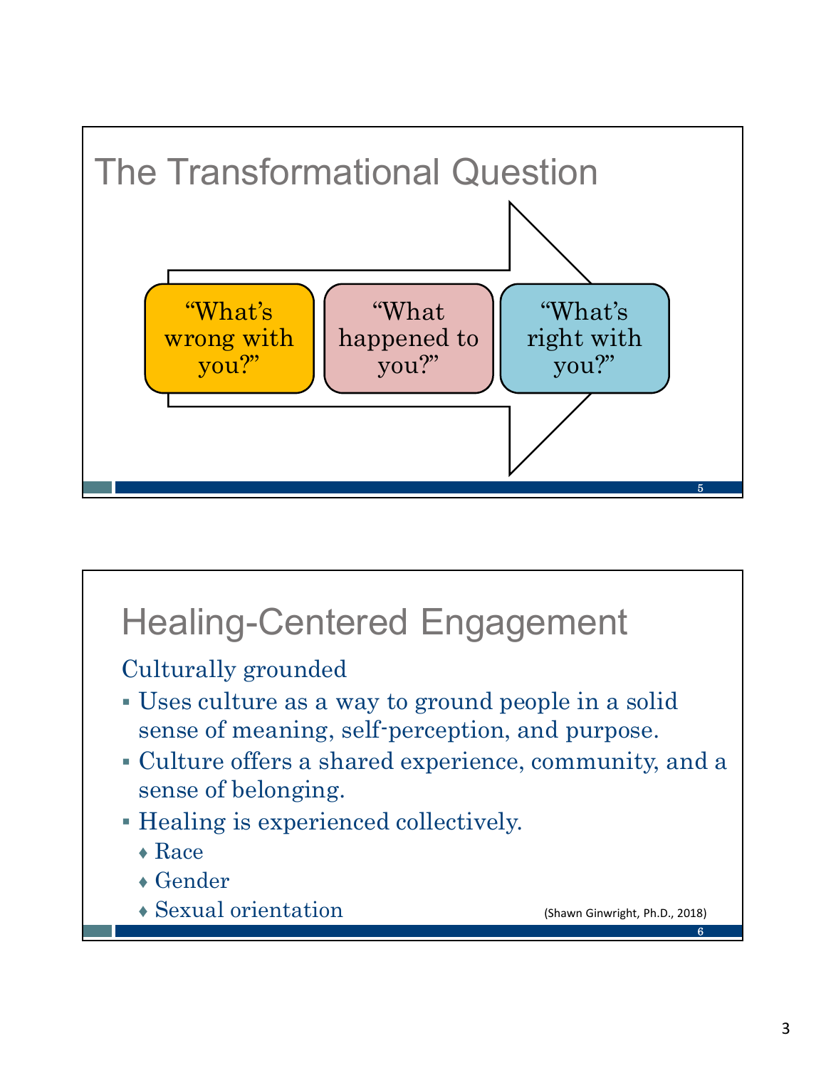# The Transformational Question

"What's wrong with you?" → "What happened to you?" → "What's right with you?"

# Healing-Centered Engagement

Culturally grounded

- Uses culture as a way to ground people in a solid sense of meaning, self-perception, and purpose.
- Culture offers a shared experience, community, and a sense of belonging.
- Healing is experienced collectively.
  - Race
  - Gender
  - Sexual orientation

(Shawn Ginwright, Ph.D., 2018)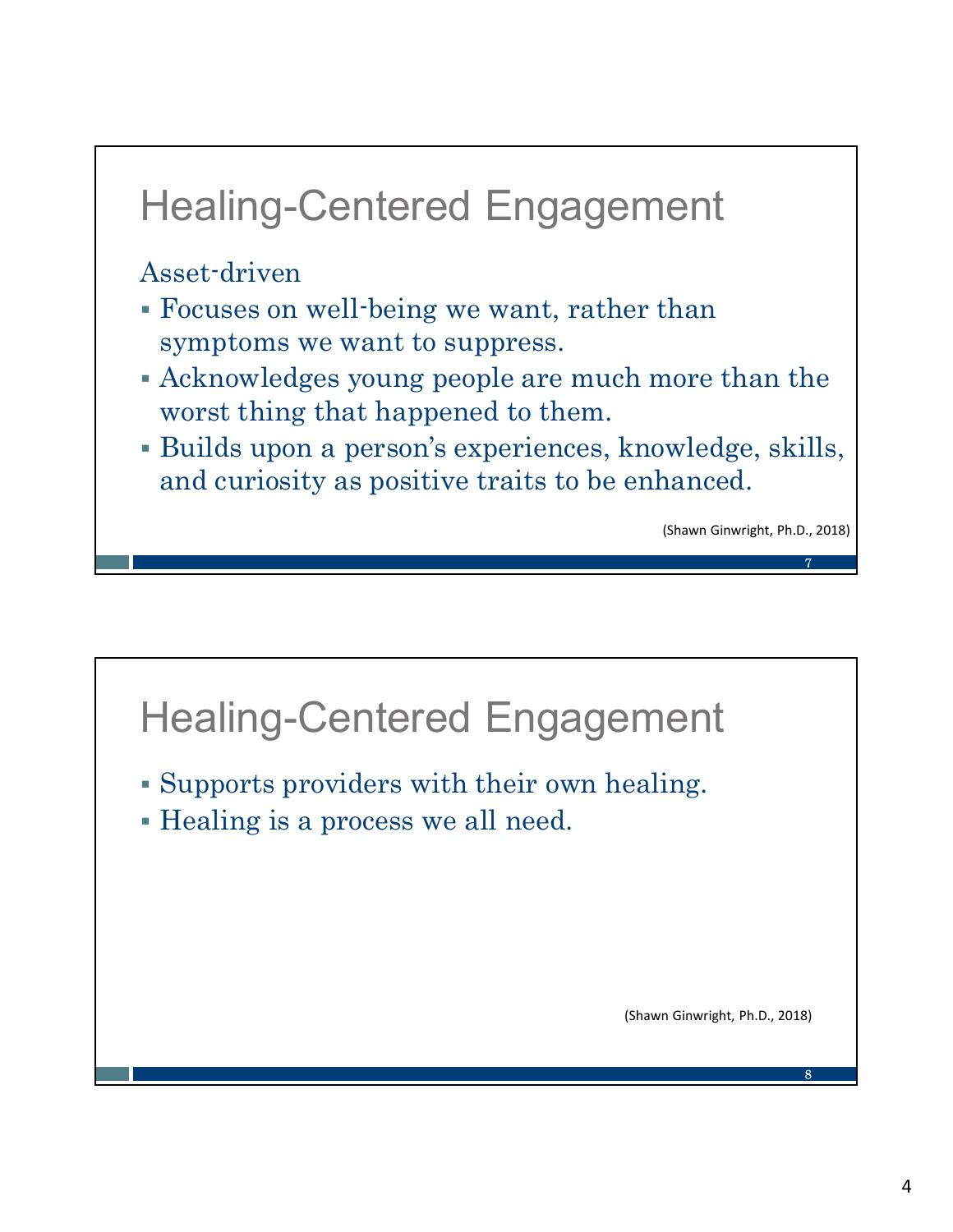## Healing-Centered Engagement

Asset-driven

- Focuses on well-being we want, rather than symptoms we want to suppress.
- Acknowledges young people are much more than the worst thing that happened to them.
- Builds upon a person's experiences, knowledge, skills, and curiosity as positive traits to be enhanced.

(Shawn Ginwright, Ph.D., 2018)

## Healing-Centered Engagement

- Supports providers with their own healing.
- Healing is a process we all need.

(Shawn Ginwright, Ph.D., 2018)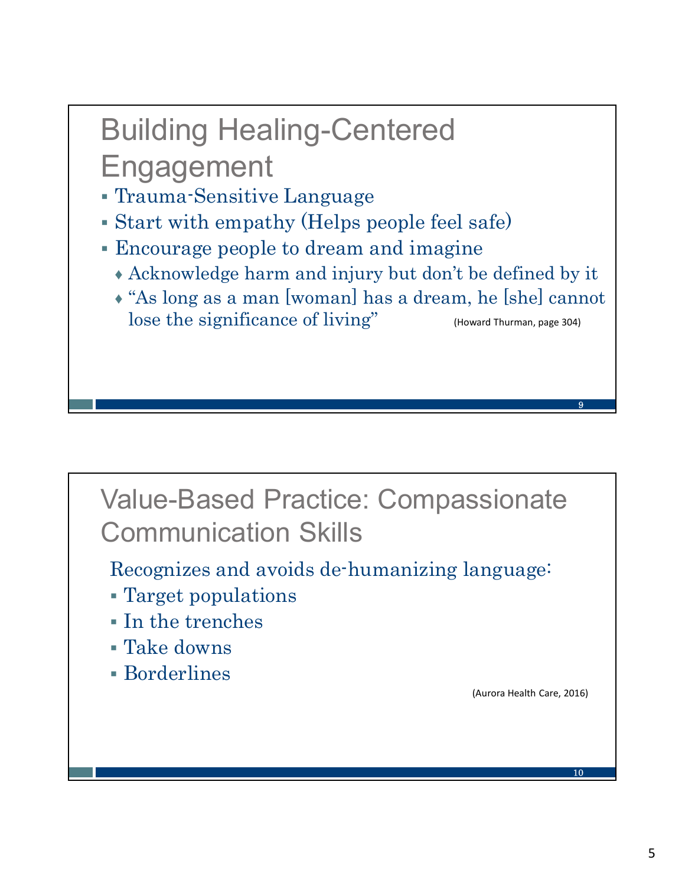## Building Healing-Centered Engagement

- Trauma-Sensitive Language
- Start with empathy (Helps people feel safe)
- Encourage people to dream and imagine
  - Acknowledge harm and injury but don't be defined by it
  - "As long as a man [woman] has a dream, he [she] cannot lose the significance of living" (Howard Thurman, page 304)

## Value-Based Practice: Compassionate Communication Skills

Recognizes and avoids de-humanizing language:

- Target populations
- In the trenches
- Take downs
- Borderlines

(Aurora Health Care, 2016)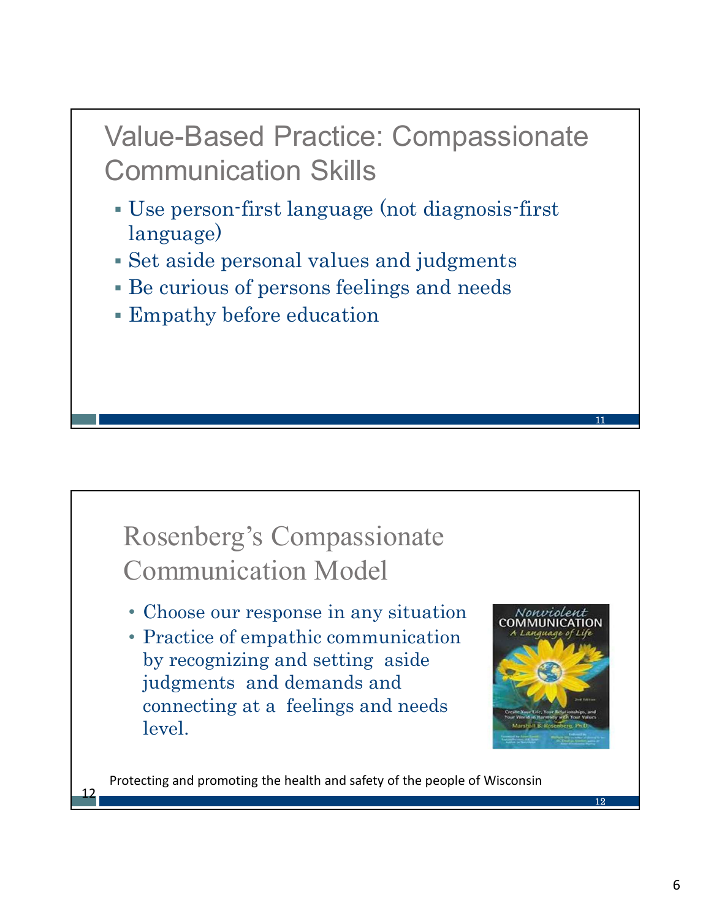## Value-Based Practice: Compassionate Communication Skills

- Use person-first language (not diagnosis-first language)
- Set aside personal values and judgments
- Be curious of persons feelings and needs
- Empathy before education

## Rosenberg's Compassionate Communication Model

- Choose our response in any situation
- Practice of empathic communication by recognizing and setting aside judgments and demands and connecting at a feelings and needs level.

Protecting and promoting the health and safety of the people of Wisconsin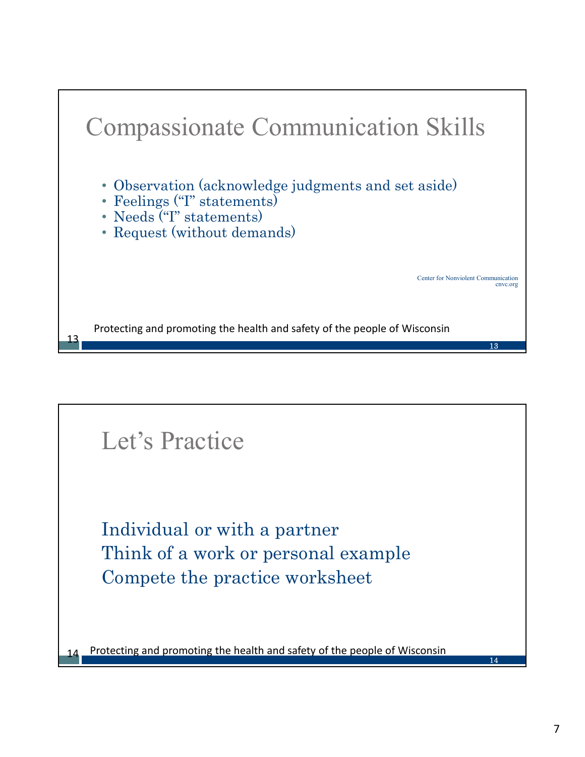## Compassionate Communication Skills

- Observation (acknowledge judgments and set aside)
- Feelings ("I" statements)
- Needs ("I" statements)
- Request (without demands)

Center for Nonviolent Communication
cnvc.org

Protecting and promoting the health and safety of the people of Wisconsin

## Let's Practice

Individual or with a partner
Think of a work or personal example
Compete the practice worksheet

Protecting and promoting the health and safety of the people of Wisconsin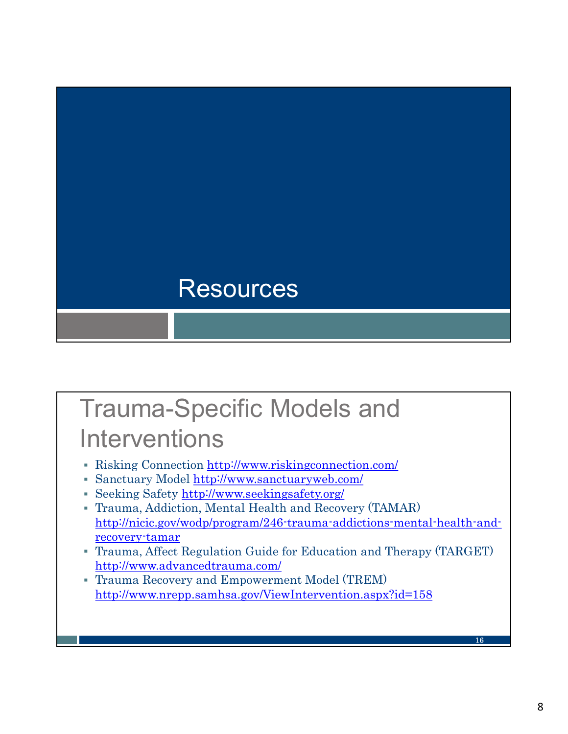# Resources

## Trauma-Specific Models and Interventions

- Risking Connection http://www.riskingconnection.com/
- Sanctuary Model http://www.sanctuaryweb.com/
- Seeking Safety http://www.seekingsafety.org/
- Trauma, Addiction, Mental Health and Recovery (TAMAR) http://nicic.gov/wodp/program/246-trauma-addictions-mental-health-and-recovery-tamar
- Trauma, Affect Regulation Guide for Education and Therapy (TARGET) http://www.advancedtrauma.com/
- Trauma Recovery and Empowerment Model (TREM) http://www.nrepp.samhsa.gov/ViewIntervention.aspx?id=158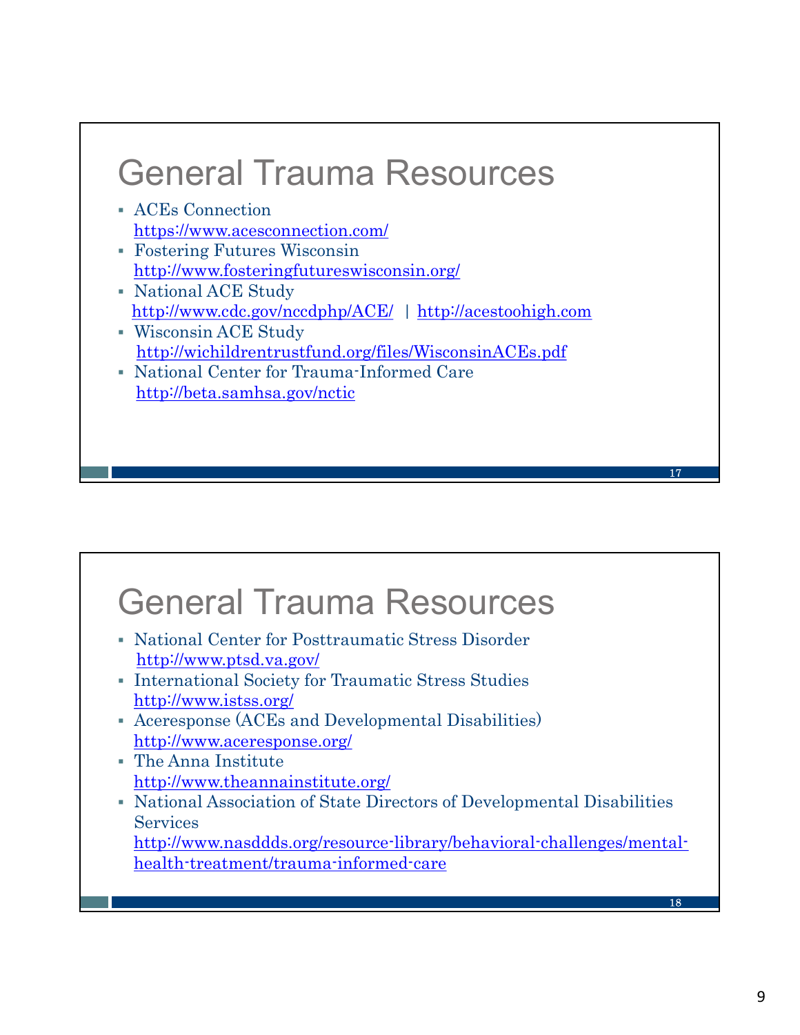# General Trauma Resources

- ACEs Connection
  https://www.acesconnection.com/
- Fostering Futures Wisconsin
  http://www.fosteringfutureswisconsin.org/
- National ACE Study
  http://www.cdc.gov/nccdphp/ACE/ | http://acestoohigh.com
- Wisconsin ACE Study
  http://wichildrentrustfund.org/files/WisconsinACEs.pdf
- National Center for Trauma-Informed Care
  http://beta.samhsa.gov/nctic

# General Trauma Resources

- National Center for Posttraumatic Stress Disorder
  http://www.ptsd.va.gov/
- International Society for Traumatic Stress Studies
  http://www.istss.org/
- Aceresponse (ACEs and Developmental Disabilities)
  http://www.aceresponse.org/
- The Anna Institute
  http://www.theannainstitute.org/
- National Association of State Directors of Developmental Disabilities Services
  http://www.nasddds.org/resource-library/behavioral-challenges/mental-health-treatment/trauma-informed-care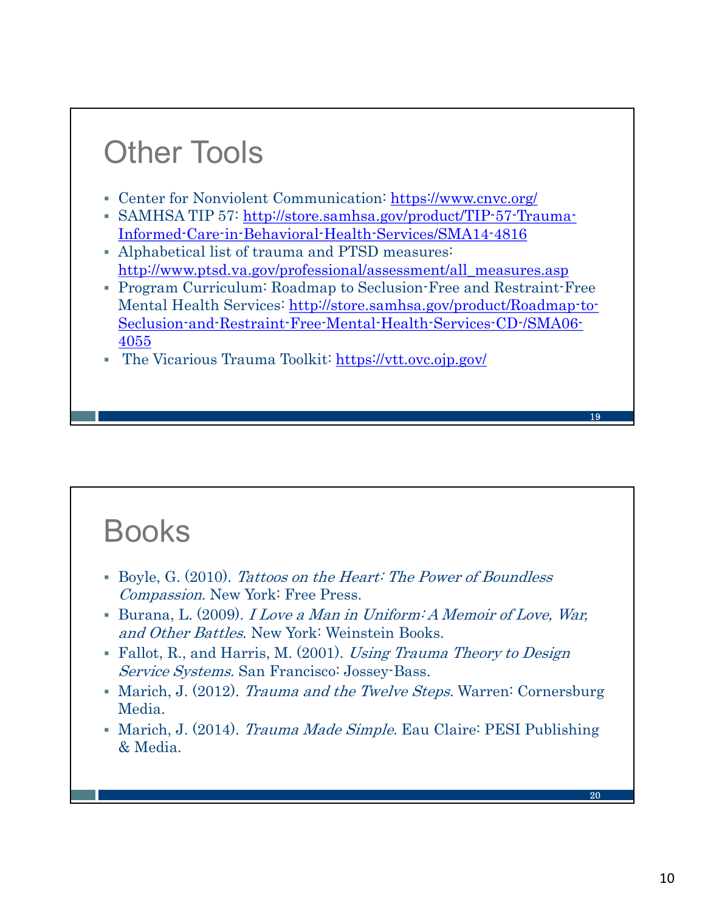## Other Tools

- Center for Nonviolent Communication: https://www.cnvc.org/
- SAMHSA TIP 57: http://store.samhsa.gov/product/TIP-57-Trauma-Informed-Care-in-Behavioral-Health-Services/SMA14-4816
- Alphabetical list of trauma and PTSD measures: http://www.ptsd.va.gov/professional/assessment/all_measures.asp
- Program Curriculum: Roadmap to Seclusion-Free and Restraint-Free Mental Health Services: http://store.samhsa.gov/product/Roadmap-to-Seclusion-and-Restraint-Free-Mental-Health-Services-CD-/SMA06-4055
- The Vicarious Trauma Toolkit: https://vtt.ovc.ojp.gov/

## Books

- Boyle, G. (2010). *Tattoos on the Heart: The Power of Boundless Compassion*. New York: Free Press.
- Burana, L. (2009). *I Love a Man in Uniform: A Memoir of Love, War, and Other Battles*. New York: Weinstein Books.
- Fallot, R., and Harris, M. (2001). *Using Trauma Theory to Design Service Systems.* San Francisco: Jossey-Bass.
- Marich, J. (2012). *Trauma and the Twelve Steps.* Warren: Cornersburg Media.
- Marich, J. (2014). *Trauma Made Simple.* Eau Claire: PESI Publishing & Media.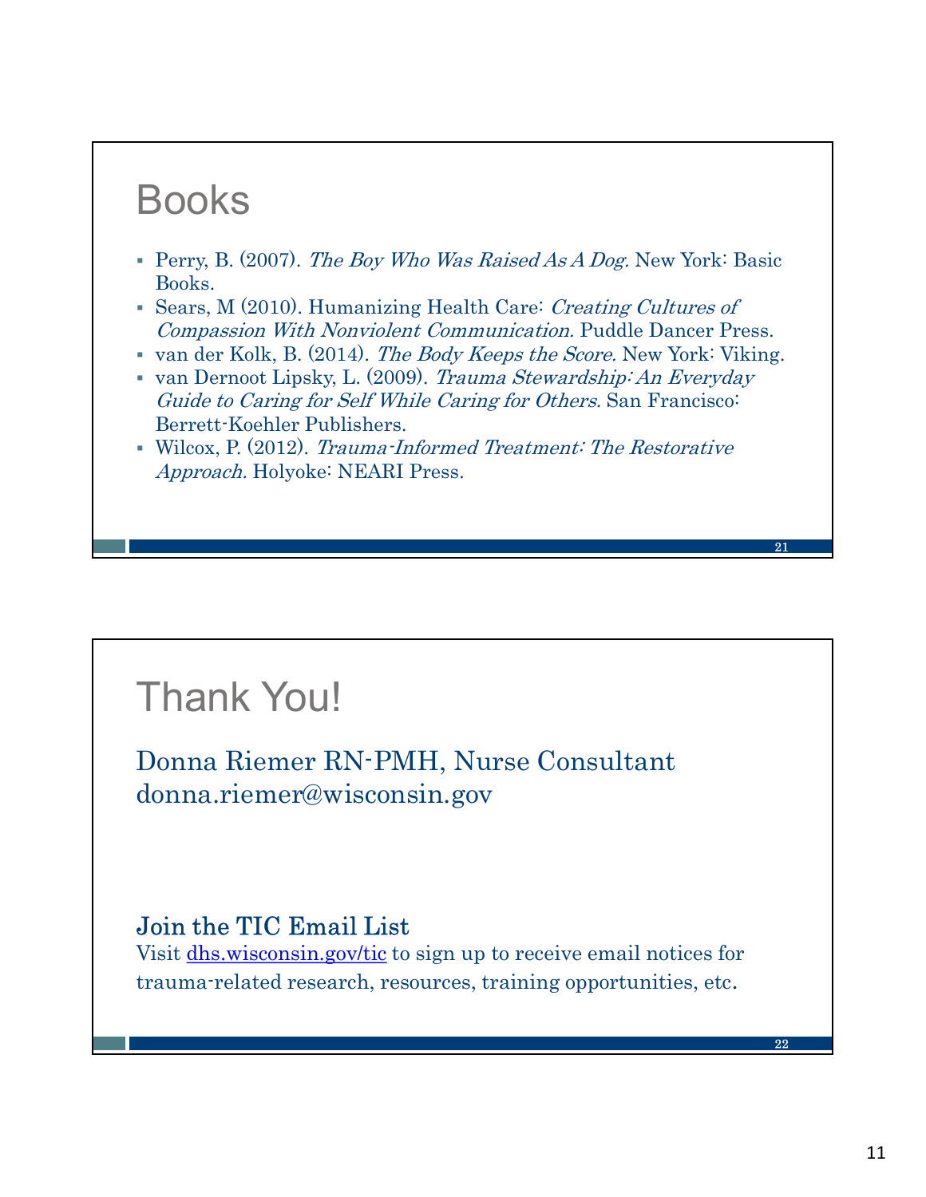## Books

- Perry, B. (2007). *The Boy Who Was Raised As A Dog.* New York: Basic Books.
- Sears, M (2010). Humanizing Health Care: *Creating Cultures of Compassion With Nonviolent Communication.* Puddle Dancer Press.
- van der Kolk, B. (2014). *The Body Keeps the Score.* New York: Viking.
- van Dernoot Lipsky, L. (2009). *Trauma Stewardship: An Everyday Guide to Caring for Self While Caring for Others.* San Francisco: Berrett-Koehler Publishers.
- Wilcox, P. (2012). *Trauma-Informed Treatment: The Restorative Approach.* Holyoke: NEARI Press.

## Thank You!

Donna Riemer RN-PMH, Nurse Consultant
donna.riemer@wisconsin.gov

**Join the TIC Email List**

Visit dhs.wisconsin.gov/tic to sign up to receive email notices for trauma-related research, resources, training opportunities, etc.